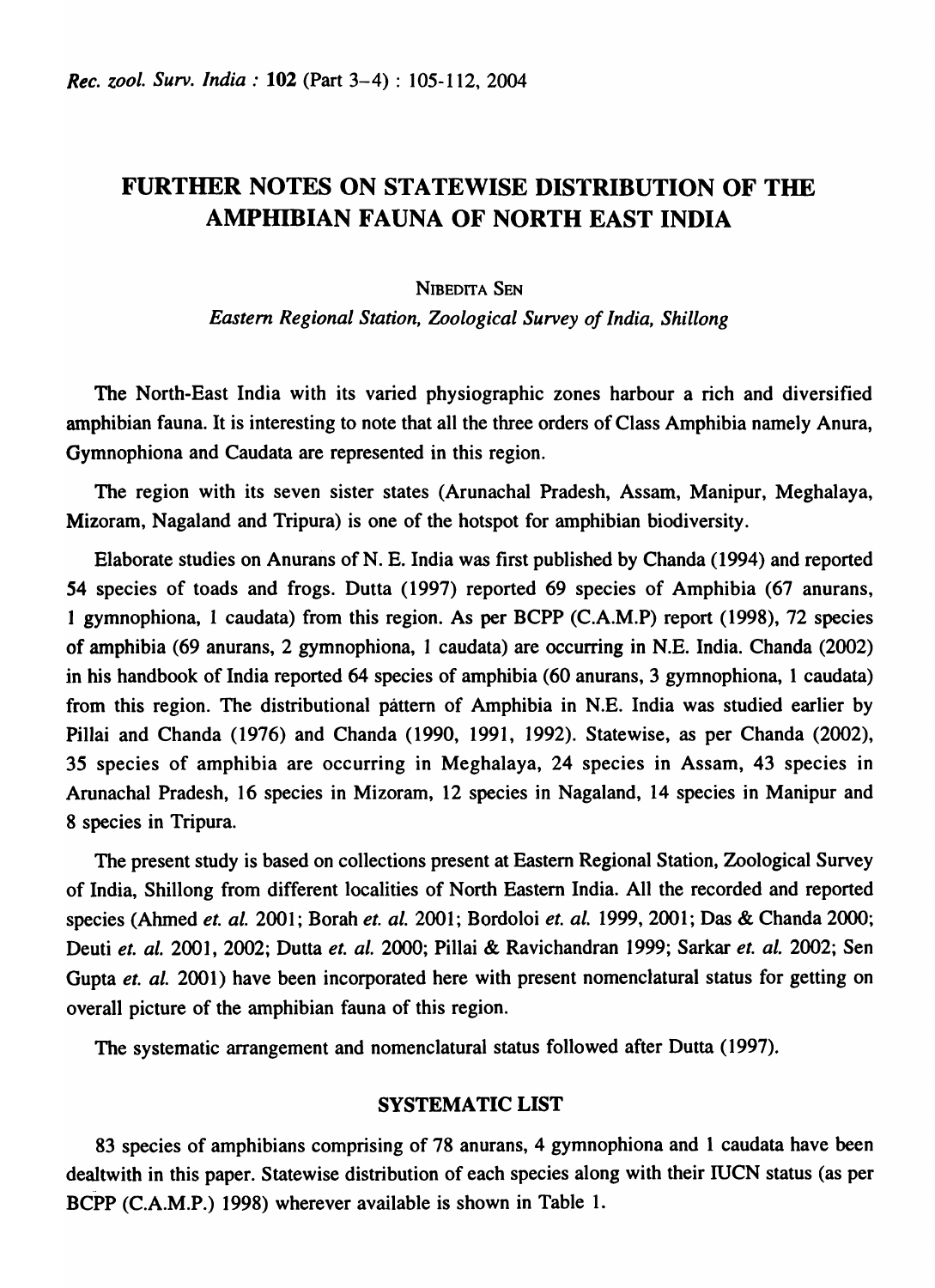# FURTHER NOTES ON STATEWISE DISTRIBUTION OF THE AMPHIBIAN FAUNA OF NORTH EAST INDIA

NIBEDITA SEN

*Eastern Regional Station, Zoological Survey of India, Shillong*

The North-East India with its varied physiographic zones harbour a rich and diversified amphibian fauna. It is interesting to note that all the three orders of Class Amphibia namely Anura, Gymnophiona and Caudata are represented in this region.

The region with its seven sister states (Arunachal Pradesh, Assam, Manipur, Meghalaya, Mizoram, Nagaland and Tripura) is one of the hotspot for amphibian biodiversity.

Elaborate studies on Anurans of N. E. India was first published by Chanda (1994) and reported 54 species of toads and frogs. Dutta (1997) reported 69 species of Amphibia (67 anurans, 1 gymnophiona, 1 caudata) from this region. As per BCPP (C.A.M.P) report (1998), 72 species of amphibia (69 anurans, 2 gymnophiona, 1 caudata) are occurring in N.E. India. Chanda (2002) in his handbook of India reported 64 species of amphibia (60 anurans, 3 gymnophiona, 1 caudata) from this region. The distributional pattern of Amphibia in N.E. India was studied earlier by Pillai and Chanda (1976) and Chanda (1990, 1991, 1992). Statewise, as per Chanda (2002), 35 species of amphibia are occurring in Meghalaya, 24 species in Assam, 43 species in Arunachal Pradesh, 16 species in Mizoram, 12 species in Nagaland, 14 species in Manipur and 8 species in Tripura.

The present study is based on collections present at Eastern Regional Station, Zoological Survey of India, Shillong from different localities of North Eastern India. All the recorded and reported species (Ahmed *et. al.* 2001; Borah *et. al.* 2001; Bordoloi *et. al.* 1999, 2001; Das & Chanda 2000; Deuti *et. al.* 2001, 2002; Dutta *et. al.* 2000; Pillai & Ravichandran 1999; Sarkar *et. al.* 2002; Sen Gupta *et. al.* 2001) have been incorporated here with present nomenclatural status for getting on overall picture of the amphibian fauna of this region.

The systematic arrangement and nomenclatural status followed after Dutta (1997).

## SYSTEMATIC LIST

83 species of amphibians comprising of 78 anurans, 4 gymnophiona and 1 caudata have been dealtwith in this paper. Statewise distribution of each species along with their IUCN status (as per BCPP (C.A.M.P.) 1998) wherever available is shown in Table 1.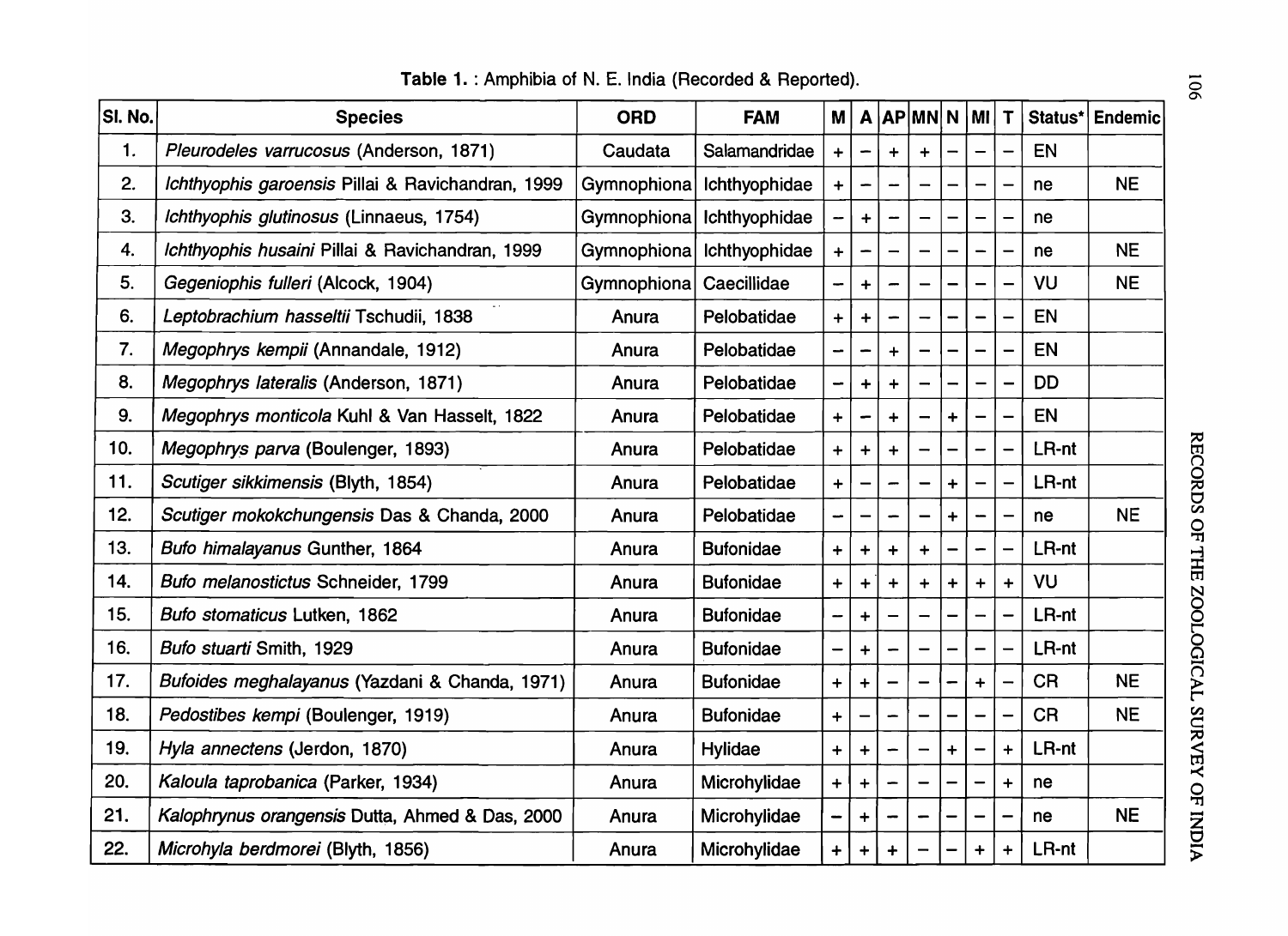**Table 1.** : Amphibia of N. E. India (Recorded & Reported).

| Sl. No. | Species | ORD | FAM | M | A | AP | MN | N | MI | T | Status* | Endemic |
|---|---|---|---|---|---|---|---|---|---|---|---|---|
| 1. | *Pleurodeles varrucosus* (Anderson, 1871) | Caudata | Salamandridae | + | – | + | + | – | – | – | EN | |
| 2. | *Ichthyophis garoensis* Pillai & Ravichandran, 1999 | Gymnophiona | Ichthyophidae | + | – | – | – | – | – | – | ne | NE |
| 3. | *Ichthyophis glutinosus* (Linnaeus, 1754) | Gymnophiona | Ichthyophidae | – | + | – | – | – | – | – | ne | |
| 4. | *Ichthyophis husaini* Pillai & Ravichandran, 1999 | Gymnophiona | Ichthyophidae | + | – | – | – | – | – | – | ne | NE |
| 5. | *Gegeniophis fulleri* (Alcock, 1904) | Gymnophiona | Caecillidae | – | + | – | – | – | – | – | VU | NE |
| 6. | *Leptobrachium hasseltii* Tschudii, 1838 | Anura | Pelobatidae | + | + | – | – | – | – | – | EN | |
| 7. | *Megophrys kempii* (Annandale, 1912) | Anura | Pelobatidae | – | – | + | – | – | – | – | EN | |
| 8. | *Megophrys lateralis* (Anderson, 1871) | Anura | Pelobatidae | – | + | + | – | – | – | – | DD | |
| 9. | *Megophrys monticola* Kuhl & Van Hasselt, 1822 | Anura | Pelobatidae | + | – | + | – | + | – | – | EN | |
| 10. | *Megophrys parva* (Boulenger, 1893) | Anura | Pelobatidae | + | + | + | – | – | – | – | LR-nt | |
| 11. | *Scutiger sikkimensis* (Blyth, 1854) | Anura | Pelobatidae | + | – | – | – | + | – | – | LR-nt | |
| 12. | *Scutiger mokokchungensis* Das & Chanda, 2000 | Anura | Pelobatidae | – | – | – | – | + | – | – | ne | NE |
| 13. | *Bufo himalayanus* Gunther, 1864 | Anura | Bufonidae | + | + | + | + | – | – | – | LR-nt | |
| 14. | *Bufo melanostictus* Schneider, 1799 | Anura | Bufonidae | + | + | + | + | + | + | + | VU | |
| 15. | *Bufo stomaticus* Lutken, 1862 | Anura | Bufonidae | – | + | – | – | – | – | – | LR-nt | |
| 16. | *Bufo stuarti* Smith, 1929 | Anura | Bufonidae | – | + | – | – | – | – | – | LR-nt | |
| 17. | *Bufoides meghalayanus* (Yazdani & Chanda, 1971) | Anura | Bufonidae | + | + | – | – | – | + | – | CR | NE |
| 18. | *Pedostibes kempi* (Boulenger, 1919) | Anura | Bufonidae | + | – | – | – | – | – | – | CR | NE |
| 19. | *Hyla annectens* (Jerdon, 1870) | Anura | Hylidae | + | + | – | – | + | – | + | LR-nt | |
| 20. | *Kaloula taprobanica* (Parker, 1934) | Anura | Microhylidae | + | + | – | – | – | – | + | ne | |
| 21. | *Kalophrynus orangensis* Dutta, Ahmed & Das, 2000 | Anura | Microhylidae | – | + | – | – | – | – | – | ne | NE |
| 22. | *Microhyla berdmorei* (Blyth, 1856) | Anura | Microhylidae | + | + | + | – | – | + | + | LR-nt | |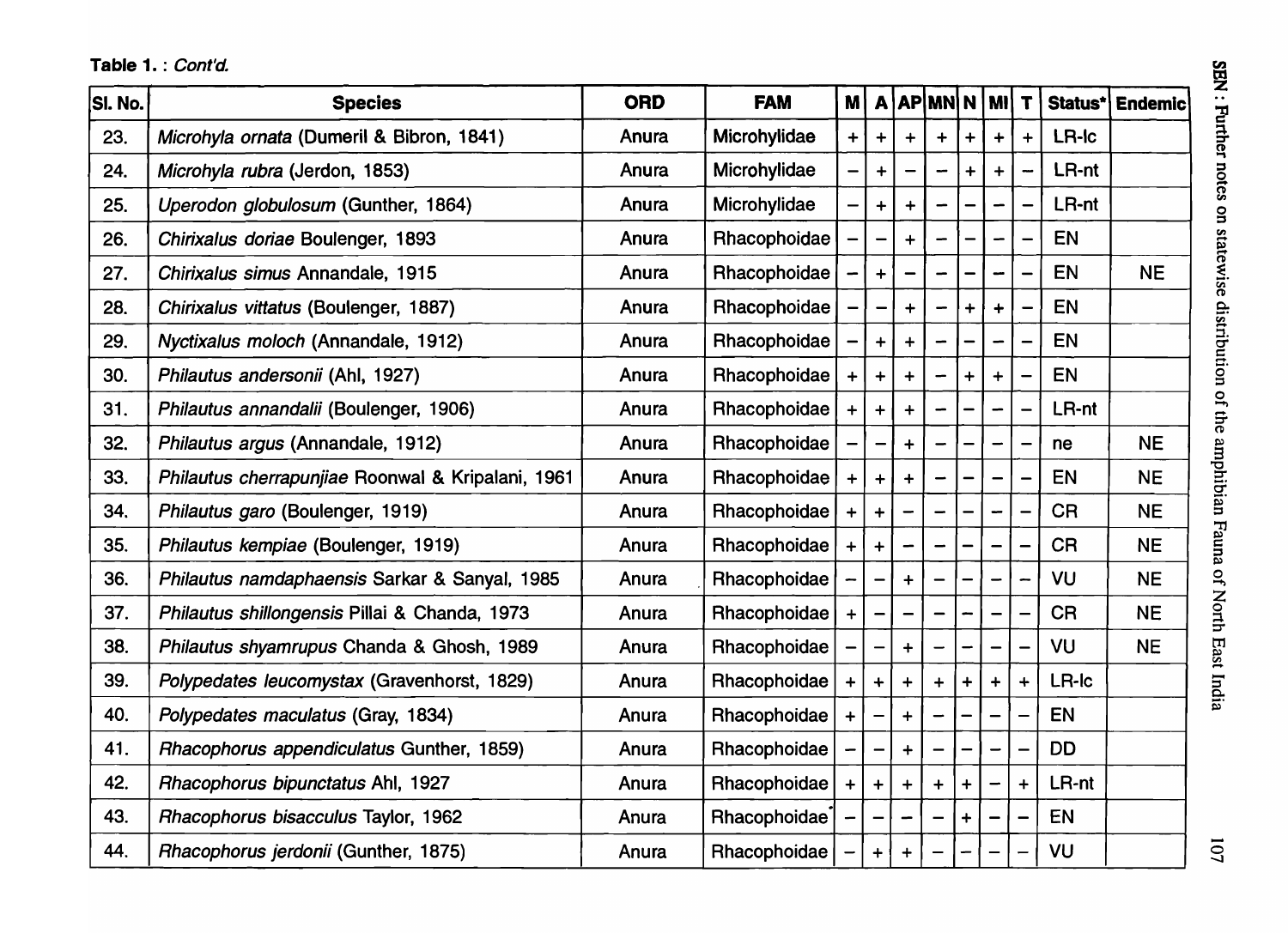**Table 1. : *Cont'd.***

| Sl. No. | Species | ORD | FAM | M | A | AP | MN | N | MI | T | Status* | Endemic |
|---|---|---|---|---|---|---|---|---|---|---|---|---|
| 23. | *Microhyla ornata* (Dumeril & Bibron, 1841) | Anura | Microhylidae | + | + | + | + | + | + | + | LR-lc | |
| 24. | *Microhyla rubra* (Jerdon, 1853) | Anura | Microhylidae | – | + | – | – | + | + | – | LR-nt | |
| 25. | *Uperodon globulosum* (Gunther, 1864) | Anura | Microhylidae | – | + | + | – | – | – | – | LR-nt | |
| 26. | *Chirixalus doriae* Boulenger, 1893 | Anura | Rhacophoidae | – | – | + | – | – | – | – | EN | |
| 27. | *Chirixalus simus* Annandale, 1915 | Anura | Rhacophoidae | – | + | – | – | – | – | – | EN | NE |
| 28. | *Chirixalus vittatus* (Boulenger, 1887) | Anura | Rhacophoidae | – | – | + | – | + | + | – | EN | |
| 29. | *Nyctixalus moloch* (Annandale, 1912) | Anura | Rhacophoidae | – | + | + | – | – | – | – | EN | |
| 30. | *Philautus andersonii* (Ahl, 1927) | Anura | Rhacophoidae | + | + | + | – | + | + | – | EN | |
| 31. | *Philautus annandalii* (Boulenger, 1906) | Anura | Rhacophoidae | + | + | + | – | – | – | – | LR-nt | |
| 32. | *Philautus argus* (Annandale, 1912) | Anura | Rhacophoidae | – | – | + | – | – | – | – | ne | NE |
| 33. | *Philautus cherrapunjiae* Roonwal & Kripalani, 1961 | Anura | Rhacophoidae | + | + | + | – | – | – | – | EN | NE |
| 34. | *Philautus garo* (Boulenger, 1919) | Anura | Rhacophoidae | + | + | – | – | – | – | – | CR | NE |
| 35. | *Philautus kempiae* (Boulenger, 1919) | Anura | Rhacophoidae | + | + | – | – | – | – | – | CR | NE |
| 36. | *Philautus namdaphaensis* Sarkar & Sanyal, 1985 | Anura | Rhacophoidae | – | – | + | – | – | – | – | VU | NE |
| 37. | *Philautus shillongensis* Pillai & Chanda, 1973 | Anura | Rhacophoidae | + | – | – | – | – | – | – | CR | NE |
| 38. | *Philautus shyamrupus* Chanda & Ghosh, 1989 | Anura | Rhacophoidae | – | – | + | – | – | – | – | VU | NE |
| 39. | *Polypedates leucomystax* (Gravenhorst, 1829) | Anura | Rhacophoidae | + | + | + | + | + | + | + | LR-lc | |
| 40. | *Polypedates maculatus* (Gray, 1834) | Anura | Rhacophoidae | + | – | + | – | – | – | – | EN | |
| 41. | *Rhacophorus appendiculatus* Gunther, 1859) | Anura | Rhacophoidae | – | – | + | – | – | – | – | DD | |
| 42. | *Rhacophorus bipunctatus* Ahl, 1927 | Anura | Rhacophoidae | + | + | + | + | + | – | + | LR-nt | |
| 43. | *Rhacophorus bisacculus* Taylor, 1962 | Anura | Rhacophoidae | – | – | – | – | + | – | – | EN | |
| 44. | *Rhacophorus jerdonii* (Gunther, 1875) | Anura | Rhacophoidae | – | + | + | – | – | – | – | VU | |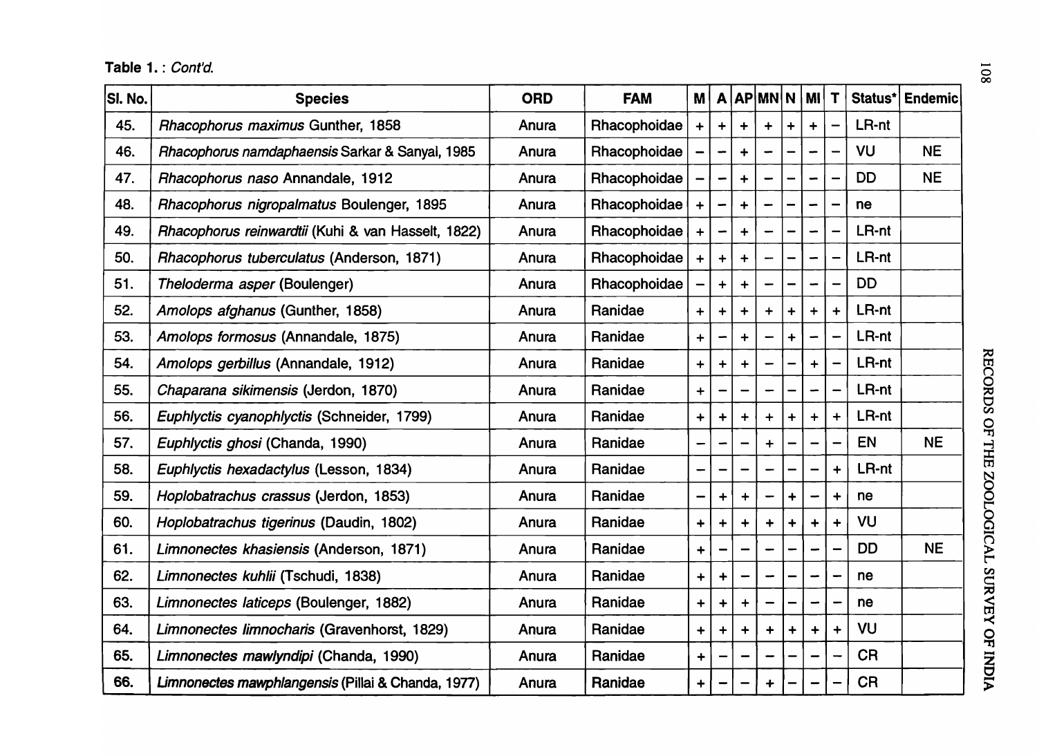**Table 1.** : *Cont'd.*

| Sl. No. | Species | ORD | FAM | M | A | AP | MN | N | MI | T | Status* | Endemic |
|---|---|---|---|---|---|---|---|---|---|---|---|---|
| 45. | *Rhacophorus maximus* Gunther, 1858 | Anura | Rhacophoidae | + | + | + | + | + | + | – | LR-nt | |
| 46. | *Rhacophorus namdaphaensis* Sarkar & Sanyal, 1985 | Anura | Rhacophoidae | – | – | + | – | – | – | – | VU | NE |
| 47. | *Rhacophorus naso* Annandale, 1912 | Anura | Rhacophoidae | – | – | + | – | – | – | – | DD | NE |
| 48. | *Rhacophorus nigropalmatus* Boulenger, 1895 | Anura | Rhacophoidae | + | – | + | – | – | – | – | ne | |
| 49. | *Rhacophorus reinwardtii* (Kuhi & van Hasselt, 1822) | Anura | Rhacophoidae | + | – | + | – | – | – | – | LR-nt | |
| 50. | *Rhacophorus tuberculatus* (Anderson, 1871) | Anura | Rhacophoidae | + | + | + | – | – | – | – | LR-nt | |
| 51. | *Theloderma asper* (Boulenger) | Anura | Rhacophoidae | – | + | + | – | – | – | – | DD | |
| 52. | *Amolops afghanus* (Gunther, 1858) | Anura | Ranidae | + | + | + | + | + | + | + | LR-nt | |
| 53. | *Amolops formosus* (Annandale, 1875) | Anura | Ranidae | + | – | + | – | + | – | – | LR-nt | |
| 54. | *Amolops gerbillus* (Annandale, 1912) | Anura | Ranidae | + | + | + | – | – | + | – | LR-nt | |
| 55. | *Chaparana sikimensis* (Jerdon, 1870) | Anura | Ranidae | + | – | – | – | – | – | – | LR-nt | |
| 56. | *Euphlyctis cyanophlyctis* (Schneider, 1799) | Anura | Ranidae | + | + | + | + | + | + | + | LR-nt | |
| 57. | *Euphlyctis ghosi* (Chanda, 1990) | Anura | Ranidae | – | – | – | + | – | – | – | EN | NE |
| 58. | *Euphlyctis hexadactylus* (Lesson, 1834) | Anura | Ranidae | – | – | – | – | – | – | + | LR-nt | |
| 59. | *Hoplobatrachus crassus* (Jerdon, 1853) | Anura | Ranidae | – | + | + | – | + | – | + | ne | |
| 60. | *Hoplobatrachus tigerinus* (Daudin, 1802) | Anura | Ranidae | + | + | + | + | + | + | + | VU | |
| 61. | *Limnonectes khasiensis* (Anderson, 1871) | Anura | Ranidae | + | – | – | – | – | – | – | DD | NE |
| 62. | *Limnonectes kuhlii* (Tschudi, 1838) | Anura | Ranidae | + | + | – | – | – | – | – | ne | |
| 63. | *Limnonectes laticeps* (Boulenger, 1882) | Anura | Ranidae | + | + | + | – | – | – | – | ne | |
| 64. | *Limnonectes limnocharis* (Gravenhorst, 1829) | Anura | Ranidae | + | + | + | + | + | + | + | VU | |
| 65. | *Limnonectes mawlyndipi* (Chanda, 1990) | Anura | Ranidae | + | – | – | – | – | – | – | CR | |
| 66. | *Limnonectes mawphlangensis* (Pillai & Chanda, 1977) | Anura | Ranidae | + | – | – | + | – | – | – | CR | |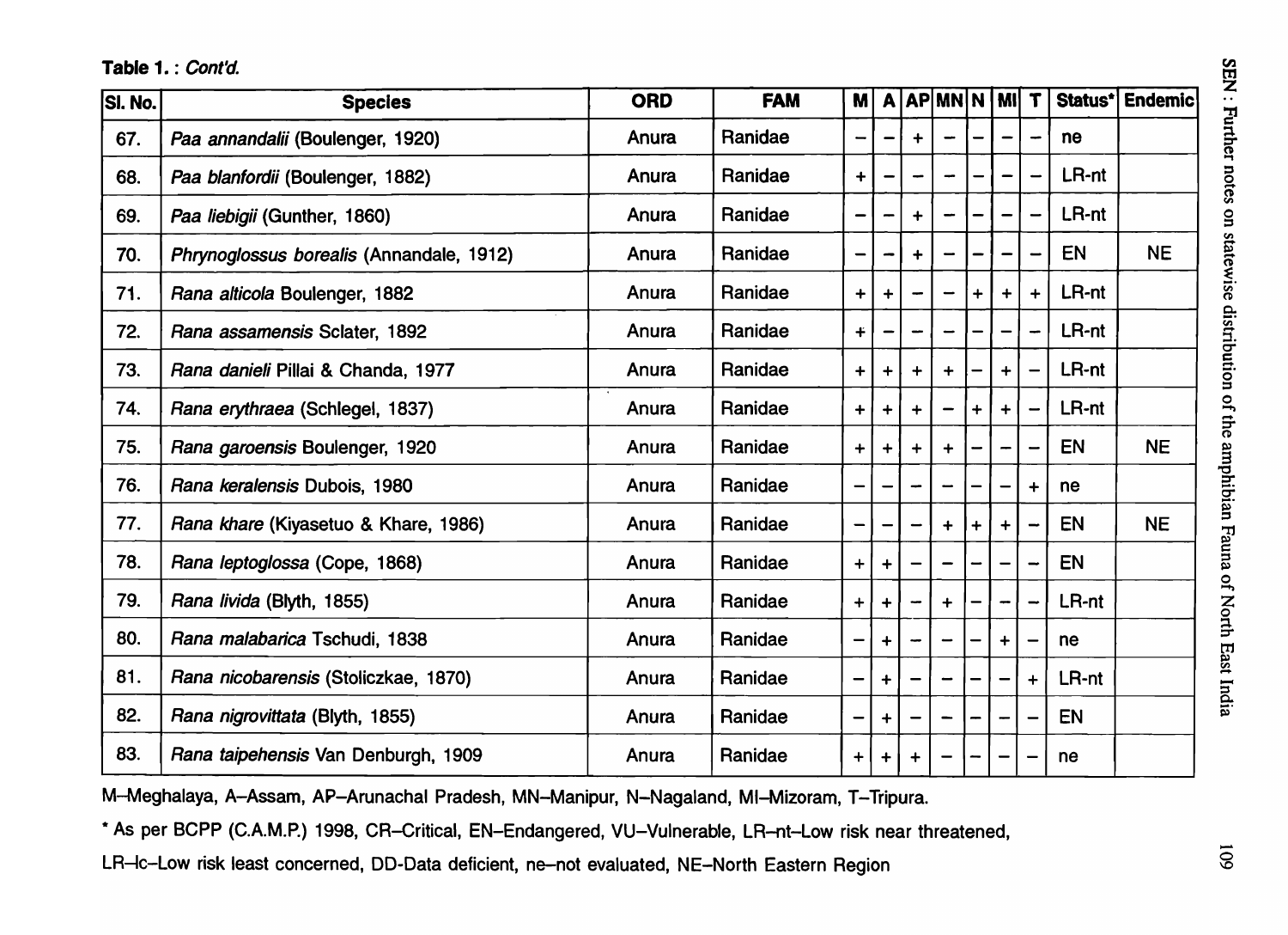**Table 1.** : *Cont'd.*

| Sl. No. | Species | ORD | FAM | M | A | AP | MN | N | MI | T | Status* | Endemic |
|---|---|---|---|---|---|---|---|---|---|---|---|---|
| 67. | *Paa annandalii* (Boulenger, 1920) | Anura | Ranidae | – | – | + | – | – | – | – | ne | |
| 68. | *Paa blanfordii* (Boulenger, 1882) | Anura | Ranidae | + | – | – | – | – | – | – | LR-nt | |
| 69. | *Paa liebigii* (Gunther, 1860) | Anura | Ranidae | – | – | + | – | – | – | – | LR-nt | |
| 70. | *Phrynoglossus borealis* (Annandale, 1912) | Anura | Ranidae | – | – | + | – | – | – | – | EN | NE |
| 71. | *Rana alticola* Boulenger, 1882 | Anura | Ranidae | + | + | – | – | + | + | + | LR-nt | |
| 72. | *Rana assamensis* Sclater, 1892 | Anura | Ranidae | + | – | – | – | – | – | – | LR-nt | |
| 73. | *Rana danieli* Pillai & Chanda, 1977 | Anura | Ranidae | + | + | + | + | – | + | – | LR-nt | |
| 74. | *Rana erythraea* (Schlegel, 1837) | Anura | Ranidae | + | + | + | – | + | + | – | LR-nt | |
| 75. | *Rana garoensis* Boulenger, 1920 | Anura | Ranidae | + | + | + | + | – | – | – | EN | NE |
| 76. | *Rana keralensis* Dubois, 1980 | Anura | Ranidae | – | – | – | – | – | – | + | ne | |
| 77. | *Rana khare* (Kiyasetuo & Khare, 1986) | Anura | Ranidae | – | – | – | + | + | + | – | EN | NE |
| 78. | *Rana leptoglossa* (Cope, 1868) | Anura | Ranidae | + | + | – | – | – | – | – | EN | |
| 79. | *Rana livida* (Blyth, 1855) | Anura | Ranidae | + | + | – | + | – | – | – | LR-nt | |
| 80. | *Rana malabarica* Tschudi, 1838 | Anura | Ranidae | – | + | – | – | – | + | – | ne | |
| 81. | *Rana nicobarensis* (Stoliczkae, 1870) | Anura | Ranidae | – | + | – | – | – | – | + | LR-nt | |
| 82. | *Rana nigrovittata* (Blyth, 1855) | Anura | Ranidae | – | + | – | – | – | – | – | EN | |
| 83. | *Rana taipehensis* Van Denburgh, 1909 | Anura | Ranidae | + | + | + | – | – | – | – | ne | |

M–Meghalaya, A–Assam, AP–Arunachal Pradesh, MN–Manipur, N–Nagaland, MI–Mizoram, T–Tripura.

* As per BCPP (C.A.M.P.) 1998, CR–Critical, EN–Endangered, VU–Vulnerable, LR–nt–Low risk near threatened,

LR–lc–Low risk least concerned, DD-Data deficient, ne–not evaluated, NE–North Eastern Region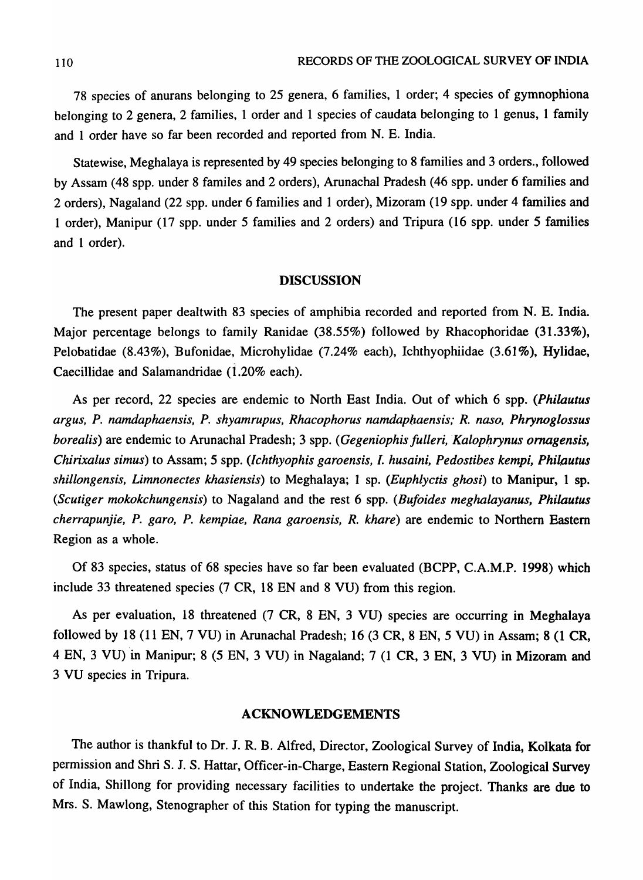78 species of anurans belonging to 25 genera, 6 families, 1 order; 4 species of gymnophiona belonging to 2 genera, 2 families, 1 order and 1 species of caudata belonging to 1 genus, 1 family and 1 order have so far been recorded and reported from N. E. India.

Statewise, Meghalaya is represented by 49 species belonging to 8 families and 3 orders., followed by Assam (48 spp. under 8 familes and 2 orders), Arunachal Pradesh (46 spp. under 6 families and 2 orders), Nagaland (22 spp. under 6 families and 1 order), Mizoram (19 spp. under 4 families and 1 order), Manipur (17 spp. under 5 families and 2 orders) and Tripura (16 spp. under 5 families and 1 order).

## DISCUSSION

The present paper dealtwith 83 species of amphibia recorded and reported from N. E. India. Major percentage belongs to family Ranidae (38.55%) followed by Rhacophoridae (31.33%), Pelobatidae (8.43%), Bufonidae, Microhylidae (7.24% each), Ichthyophiidae (3.61%), Hylidae, Caecillidae and Salamandridae (1.20% each).

As per record, 22 species are endemic to North East India. Out of which 6 spp. (*Philautus argus, P. namdaphaensis, P. shyamrupus, Rhacophorus namdaphaensis; R. naso, Phrynoglossus borealis*) are endemic to Arunachal Pradesh; 3 spp. (*Gegeniophis fulleri, Kalophrynus ornagensis, Chirixalus simus*) to Assam; 5 spp. (*Ichthyophis garoensis, I. husaini, Pedostibes kempi, Philautus shillongensis, Limnonectes khasiensis*) to Meghalaya; 1 sp. (*Euphlyctis ghosi*) to Manipur, 1 sp. (*Scutiger mokokchungensis*) to Nagaland and the rest 6 spp. (*Bufoides meghalayanus, Philautus cherrapunjie, P. garo, P. kempiae, Rana garoensis, R. khare*) are endemic to Northern Eastern Region as a whole.

Of 83 species, status of 68 species have so far been evaluated (BCPP, C.A.M.P. 1998) which include 33 threatened species (7 CR, 18 EN and 8 VU) from this region.

As per evaluation, 18 threatened (7 CR, 8 EN, 3 VU) species are occurring in Meghalaya followed by 18 (11 EN, 7 VU) in Arunachal Pradesh; 16 (3 CR, 8 EN, 5 VU) in Assam; 8 (1 CR, 4 EN, 3 VU) in Manipur; 8 (5 EN, 3 VU) in Nagaland; 7 (1 CR, 3 EN, 3 VU) in Mizoram and 3 VU species in Tripura.

## ACKNOWLEDGEMENTS

The author is thankful to Dr. J. R. B. Alfred, Director, Zoological Survey of India, Kolkata for permission and Shri S. J. S. Hattar, Officer-in-Charge, Eastern Regional Station, Zoological Survey of India, Shillong for providing necessary facilities to undertake the project. Thanks are due to Mrs. S. Mawlong, Stenographer of this Station for typing the manuscript.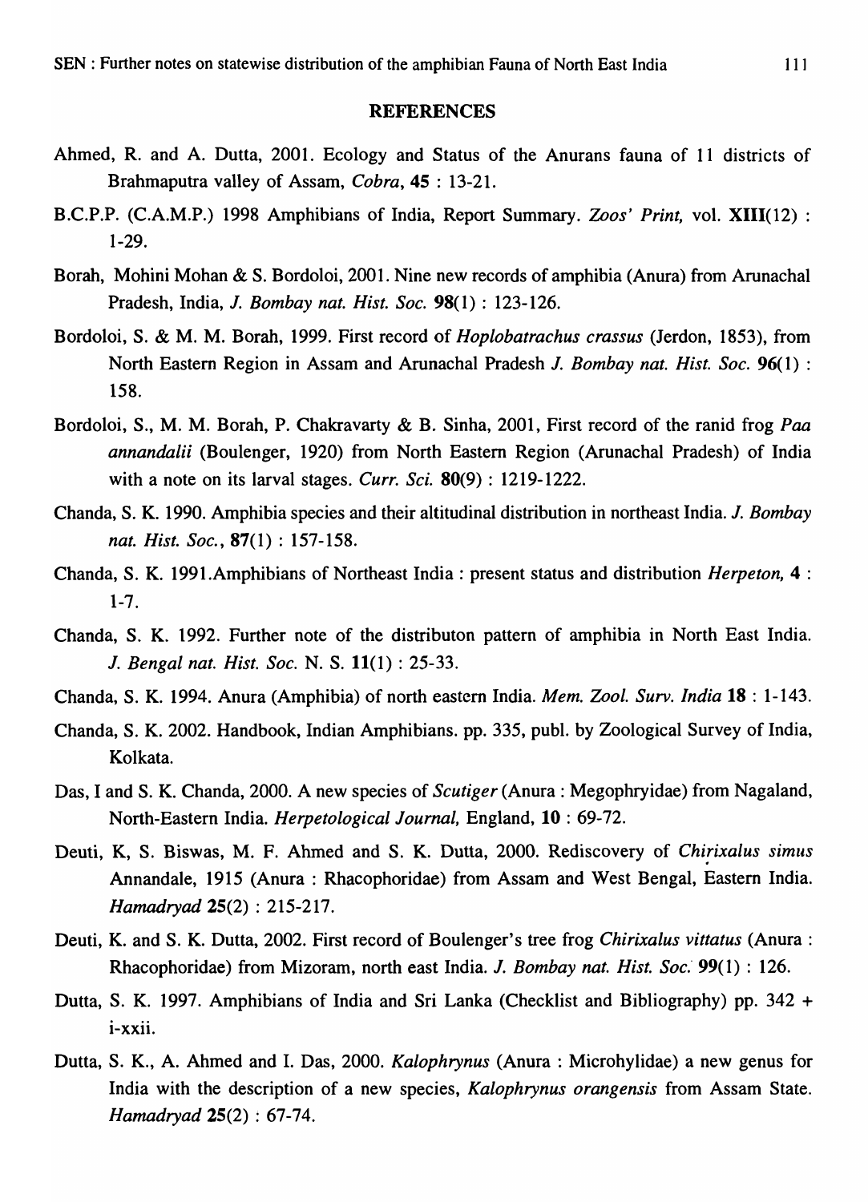## REFERENCES

Ahmed, R. and A. Dutta, 2001. Ecology and Status of the Anurans fauna of 11 districts of Brahmaputra valley of Assam, *Cobra*, **45** : 13-21.

B.C.P.P. (C.A.M.P.) 1998 Amphibians of India, Report Summary. *Zoos' Print*, vol. **XIII**(12) : 1-29.

Borah, Mohini Mohan & S. Bordoloi, 2001. Nine new records of amphibia (Anura) from Arunachal Pradesh, India, *J. Bombay nat. Hist. Soc.* **98**(1) : 123-126.

Bordoloi, S. & M. M. Borah, 1999. First record of *Hoplobatrachus crassus* (Jerdon, 1853), from North Eastern Region in Assam and Arunachal Pradesh *J. Bombay nat. Hist. Soc.* **96**(1) : 158.

Bordoloi, S., M. M. Borah, P. Chakravarty & B. Sinha, 2001, First record of the ranid frog *Paa annandalii* (Boulenger, 1920) from North Eastern Region (Arunachal Pradesh) of India with a note on its larval stages. *Curr. Sci.* **80**(9) : 1219-1222.

Chanda, S. K. 1990. Amphibia species and their altitudinal distribution in northeast India. *J. Bombay nat. Hist. Soc.*, **87**(1) : 157-158.

Chanda, S. K. 1991.Amphibians of Northeast India : present status and distribution *Herpeton*, **4** : 1-7.

Chanda, S. K. 1992. Further note of the distributon pattern of amphibia in North East India. *J. Bengal nat. Hist. Soc.* N. S. **11**(1) : 25-33.

Chanda, S. K. 1994. Anura (Amphibia) of north eastern India. *Mem. Zool. Surv. India* **18** : 1-143.

Chanda, S. K. 2002. Handbook, Indian Amphibians. pp. 335, publ. by Zoological Survey of India, Kolkata.

Das, I and S. K. Chanda, 2000. A new species of *Scutiger* (Anura : Megophryidae) from Nagaland, North-Eastern India. *Herpetological Journal*, England, **10** : 69-72.

Deuti, K, S. Biswas, M. F. Ahmed and S. K. Dutta, 2000. Rediscovery of *Chirixalus simus* Annandale, 1915 (Anura : Rhacophoridae) from Assam and West Bengal, Eastern India. *Hamadryad* **25**(2) : 215-217.

Deuti, K. and S. K. Dutta, 2002. First record of Boulenger's tree frog *Chirixalus vittatus* (Anura : Rhacophoridae) from Mizoram, north east India. *J. Bombay nat. Hist. Soc.* **99**(1) : 126.

Dutta, S. K. 1997. Amphibians of India and Sri Lanka (Checklist and Bibliography) pp. 342 + i-xxii.

Dutta, S. K., A. Ahmed and I. Das, 2000. *Kalophrynus* (Anura : Microhylidae) a new genus for India with the description of a new species, *Kalophrynus orangensis* from Assam State. *Hamadryad* **25**(2) : 67-74.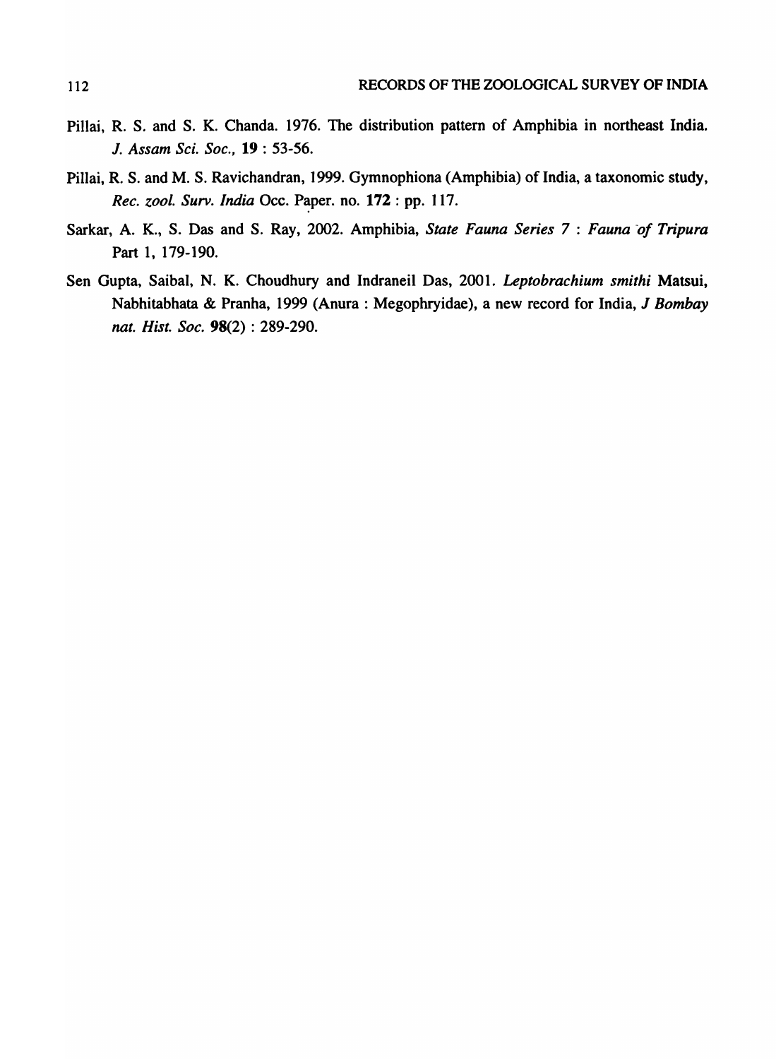Pillai, R. S. and S. K. Chanda. 1976. The distribution pattern of Amphibia in northeast India. *J. Assam Sci. Soc.,* **19** : 53-56.

Pillai, R. S. and M. S. Ravichandran, 1999. Gymnophiona (Amphibia) of India, a taxonomic study, *Rec. zool. Surv. India* Occ. Paper. no. **172** : pp. 117.

Sarkar, A. K., S. Das and S. Ray, 2002. Amphibia, *State Fauna Series 7 : Fauna of Tripura* Part 1, 179-190.

Sen Gupta, Saibal, N. K. Choudhury and Indraneil Das, 2001. *Leptobrachium smithi* Matsui, Nabhitabhata & Pranha, 1999 (Anura : Megophryidae), a new record for India, *J Bombay nat. Hist. Soc.* **98**(2) : 289-290.